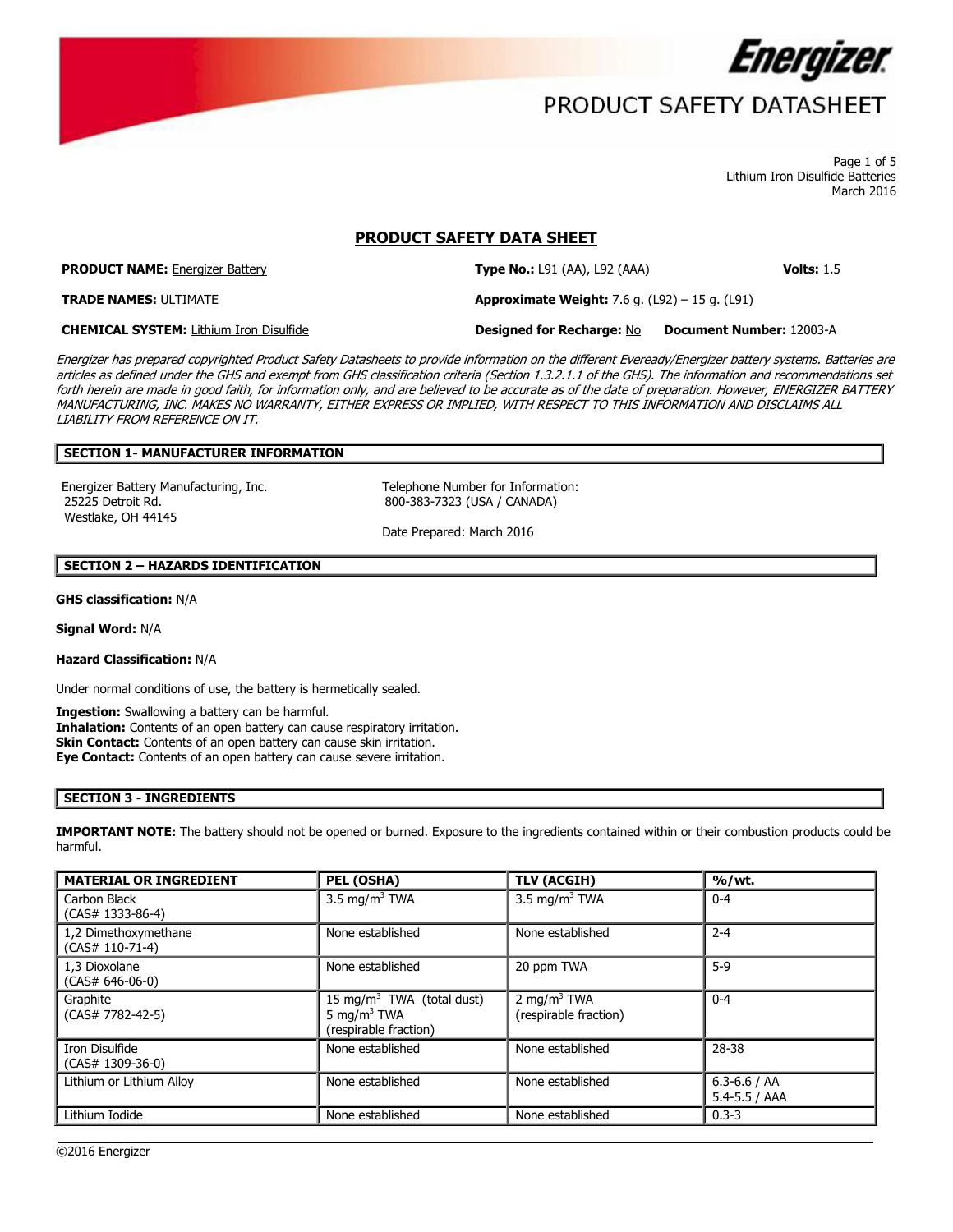Energizer

PRODUCT SAFETY DATASHEET

Lithium Iron Disulfide Batteries
March 2016

# PRODUCT SAFETY DATA SHEET

**PRODUCT NAME:** Energizer Battery | **Type No.:** L91 (AA), L92 (AAA) | **Volts:** 1.5

**TRADE NAMES:** ULTIMATE | **Approximate Weight:** 7.6 g. (L92) – 15 g. (L91)

**CHEMICAL SYSTEM:** Lithium Iron Disulfide | **Designed for Recharge:** No | **Document Number:** 12003-A

*Energizer has prepared copyrighted Product Safety Datasheets to provide information on the different Eveready/Energizer battery systems. Batteries are articles as defined under the GHS and exempt from GHS classification criteria (Section 1.3.2.1.1 of the GHS). The information and recommendations set forth herein are made in good faith, for information only, and are believed to be accurate as of the date of preparation. However, ENERGIZER BATTERY MANUFACTURING, INC. MAKES NO WARRANTY, EITHER EXPRESS OR IMPLIED, WITH RESPECT TO THIS INFORMATION AND DISCLAIMS ALL LIABILITY FROM REFERENCE ON IT.*

## SECTION 1- MANUFACTURER INFORMATION

Energizer Battery Manufacturing, Inc.
25225 Detroit Rd.
Westlake, OH 44145

Telephone Number for Information:
800-383-7323 (USA / CANADA)

Date Prepared: March 2016

## SECTION 2 – HAZARDS IDENTIFICATION

**GHS classification:** N/A

**Signal Word:** N/A

**Hazard Classification:** N/A

Under normal conditions of use, the battery is hermetically sealed.

**Ingestion:** Swallowing a battery can be harmful.
**Inhalation:** Contents of an open battery can cause respiratory irritation.
**Skin Contact:** Contents of an open battery can cause skin irritation.
**Eye Contact:** Contents of an open battery can cause severe irritation.

## SECTION 3 - INGREDIENTS

**IMPORTANT NOTE:** The battery should not be opened or burned. Exposure to the ingredients contained within or their combustion products could be harmful.

| MATERIAL OR INGREDIENT | PEL (OSHA) | TLV (ACGIH) | %/wt. |
|---|---|---|---|
| Carbon Black (CAS# 1333-86-4) | 3.5 mg/m$^3$ TWA | 3.5 mg/m$^3$ TWA | 0-4 |
| 1,2 Dimethoxymethane (CAS# 110-71-4) | None established | None established | 2-4 |
| 1,3 Dioxolane (CAS# 646-06-0) | None established | 20 ppm TWA | 5-9 |
| Graphite (CAS# 7782-42-5) | 15 mg/m$^3$ TWA (total dust) 5 mg/m$^3$ TWA (respirable fraction) | 2 mg/m$^3$ TWA (respirable fraction) | 0-4 |
| Iron Disulfide (CAS# 1309-36-0) | None established | None established | 28-38 |
| Lithium or Lithium Alloy | None established | None established | 6.3-6.6 / AA 5.4-5.5 / AAA |
| Lithium Iodide | None established | None established | 0.3-3 |

©2016 Energizer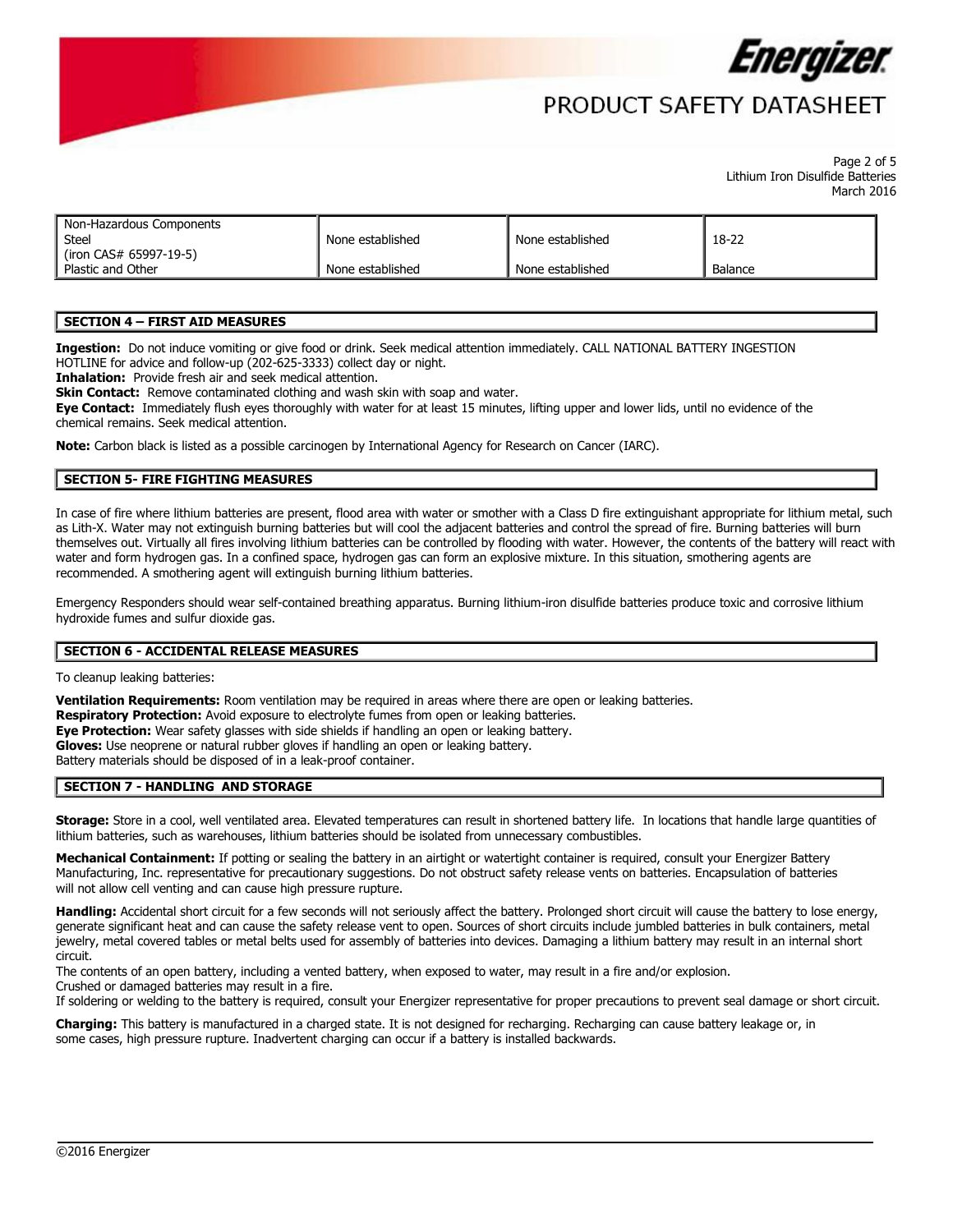| Non-Hazardous Components Steel (iron CAS# 65997-19-5) | None established | None established | 18-22 |
|---|---|---|---|
| Plastic and Other | None established | None established | Balance |

## SECTION 4 – FIRST AID MEASURES

**Ingestion:** Do not induce vomiting or give food or drink. Seek medical attention immediately. CALL NATIONAL BATTERY INGESTION HOTLINE for advice and follow-up (202-625-3333) collect day or night.
**Inhalation:** Provide fresh air and seek medical attention.
**Skin Contact:** Remove contaminated clothing and wash skin with soap and water.
**Eye Contact:** Immediately flush eyes thoroughly with water for at least 15 minutes, lifting upper and lower lids, until no evidence of the chemical remains. Seek medical attention.

**Note:** Carbon black is listed as a possible carcinogen by International Agency for Research on Cancer (IARC).

## SECTION 5- FIRE FIGHTING MEASURES

In case of fire where lithium batteries are present, flood area with water or smother with a Class D fire extinguishant appropriate for lithium metal, such as Lith-X. Water may not extinguish burning batteries but will cool the adjacent batteries and control the spread of fire. Burning batteries will burn themselves out. Virtually all fires involving lithium batteries can be controlled by flooding with water. However, the contents of the battery will react with water and form hydrogen gas. In a confined space, hydrogen gas can form an explosive mixture. In this situation, smothering agents are recommended. A smothering agent will extinguish burning lithium batteries.

Emergency Responders should wear self-contained breathing apparatus. Burning lithium-iron disulfide batteries produce toxic and corrosive lithium hydroxide fumes and sulfur dioxide gas.

## SECTION 6 - ACCIDENTAL RELEASE MEASURES

To cleanup leaking batteries:

**Ventilation Requirements:** Room ventilation may be required in areas where there are open or leaking batteries.
**Respiratory Protection:** Avoid exposure to electrolyte fumes from open or leaking batteries.
**Eye Protection:** Wear safety glasses with side shields if handling an open or leaking battery.
**Gloves:** Use neoprene or natural rubber gloves if handling an open or leaking battery.
Battery materials should be disposed of in a leak-proof container.

## SECTION 7 - HANDLING AND STORAGE

**Storage:** Store in a cool, well ventilated area. Elevated temperatures can result in shortened battery life. In locations that handle large quantities of lithium batteries, such as warehouses, lithium batteries should be isolated from unnecessary combustibles.

**Mechanical Containment:** If potting or sealing the battery in an airtight or watertight container is required, consult your Energizer Battery Manufacturing, Inc. representative for precautionary suggestions. Do not obstruct safety release vents on batteries. Encapsulation of batteries will not allow cell venting and can cause high pressure rupture.

**Handling:** Accidental short circuit for a few seconds will not seriously affect the battery. Prolonged short circuit will cause the battery to lose energy, generate significant heat and can cause the safety release vent to open. Sources of short circuits include jumbled batteries in bulk containers, metal jewelry, metal covered tables or metal belts used for assembly of batteries into devices. Damaging a lithium battery may result in an internal short circuit.
The contents of an open battery, including a vented battery, when exposed to water, may result in a fire and/or explosion.
Crushed or damaged batteries may result in a fire.
If soldering or welding to the battery is required, consult your Energizer representative for proper precautions to prevent seal damage or short circuit.

**Charging:** This battery is manufactured in a charged state. It is not designed for recharging. Recharging can cause battery leakage or, in some cases, high pressure rupture. Inadvertent charging can occur if a battery is installed backwards.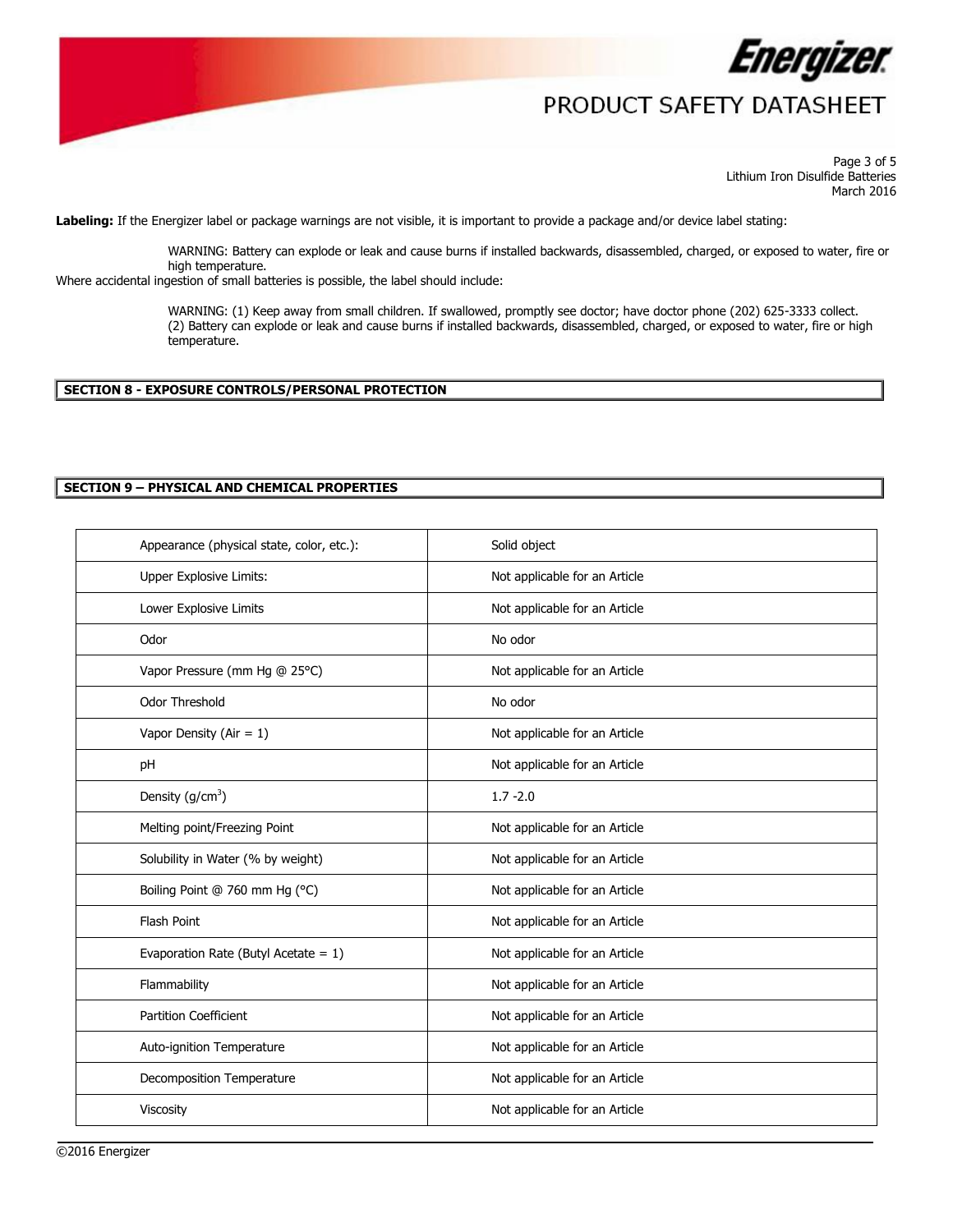**Labeling:** If the Energizer label or package warnings are not visible, it is important to provide a package and/or device label stating:

> WARNING: Battery can explode or leak and cause burns if installed backwards, disassembled, charged, or exposed to water, fire or high temperature.

Where accidental ingestion of small batteries is possible, the label should include:

> WARNING: (1) Keep away from small children. If swallowed, promptly see doctor; have doctor phone (202) 625-3333 collect.
> (2) Battery can explode or leak and cause burns if installed backwards, disassembled, charged, or exposed to water, fire or high temperature.

## SECTION 8 - EXPOSURE CONTROLS/PERSONAL PROTECTION

## SECTION 9 – PHYSICAL AND CHEMICAL PROPERTIES

| Property | Value |
|---|---|
| Appearance (physical state, color, etc.): | Solid object |
| Upper Explosive Limits: | Not applicable for an Article |
| Lower Explosive Limits | Not applicable for an Article |
| Odor | No odor |
| Vapor Pressure (mm Hg @ 25°C) | Not applicable for an Article |
| Odor Threshold | No odor |
| Vapor Density (Air = 1) | Not applicable for an Article |
| pH | Not applicable for an Article |
| Density ($g/cm^3$) | 1.7 -2.0 |
| Melting point/Freezing Point | Not applicable for an Article |
| Solubility in Water (% by weight) | Not applicable for an Article |
| Boiling Point @ 760 mm Hg (°C) | Not applicable for an Article |
| Flash Point | Not applicable for an Article |
| Evaporation Rate (Butyl Acetate = 1) | Not applicable for an Article |
| Flammability | Not applicable for an Article |
| Partition Coefficient | Not applicable for an Article |
| Auto-ignition Temperature | Not applicable for an Article |
| Decomposition Temperature | Not applicable for an Article |
| Viscosity | Not applicable for an Article |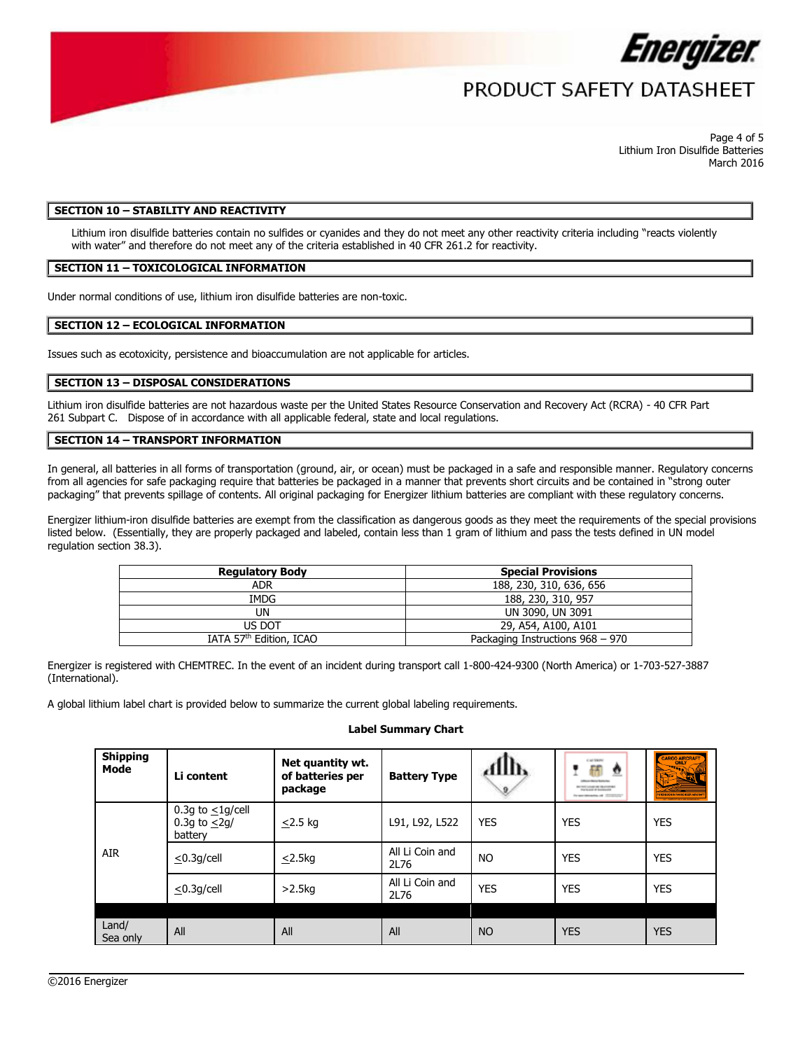## SECTION 10 – STABILITY AND REACTIVITY

Lithium iron disulfide batteries contain no sulfides or cyanides and they do not meet any other reactivity criteria including "reacts violently with water" and therefore do not meet any of the criteria established in 40 CFR 261.2 for reactivity.

## SECTION 11 – TOXICOLOGICAL INFORMATION

Under normal conditions of use, lithium iron disulfide batteries are non-toxic.

## SECTION 12 – ECOLOGICAL INFORMATION

Issues such as ecotoxicity, persistence and bioaccumulation are not applicable for articles.

## SECTION 13 – DISPOSAL CONSIDERATIONS

Lithium iron disulfide batteries are not hazardous waste per the United States Resource Conservation and Recovery Act (RCRA) - 40 CFR Part 261 Subpart C. Dispose of in accordance with all applicable federal, state and local regulations.

## SECTION 14 – TRANSPORT INFORMATION

In general, all batteries in all forms of transportation (ground, air, or ocean) must be packaged in a safe and responsible manner. Regulatory concerns from all agencies for safe packaging require that batteries be packaged in a manner that prevents short circuits and be contained in "strong outer packaging" that prevents spillage of contents. All original packaging for Energizer lithium batteries are compliant with these regulatory concerns.

Energizer lithium-iron disulfide batteries are exempt from the classification as dangerous goods as they meet the requirements of the special provisions listed below. (Essentially, they are properly packaged and labeled, contain less than 1 gram of lithium and pass the tests defined in UN model regulation section 38.3).

| Regulatory Body | Special Provisions |
|---|---|
| ADR | 188, 230, 310, 636, 656 |
| IMDG | 188, 230, 310, 957 |
| UN | UN 3090, UN 3091 |
| US DOT | 29, A54, A100, A101 |
| IATA 57th Edition, ICAO | Packaging Instructions 968 – 970 |

Energizer is registered with CHEMTREC. In the event of an incident during transport call 1-800-424-9300 (North America) or 1-703-527-3887 (International).

A global lithium label chart is provided below to summarize the current global labeling requirements.

**Label Summary Chart**

| Shipping Mode | Li content | Net quantity wt. of batteries per package | Battery Type | Class 9 label | Caution label | Cargo Aircraft Only label |
|---|---|---|---|---|---|---|
| AIR | 0.3g to ≤1g/cell 0.3g to ≤2g/ battery | ≤2.5 kg | L91, L92, L522 | YES | YES | YES |
| | ≤0.3g/cell | ≤2.5kg | All Li Coin and 2L76 | NO | YES | YES |
| | ≤0.3g/cell | >2.5kg | All Li Coin and 2L76 | YES | YES | YES |
| Land/ Sea only | All | All | All | NO | YES | YES |

©2016 Energizer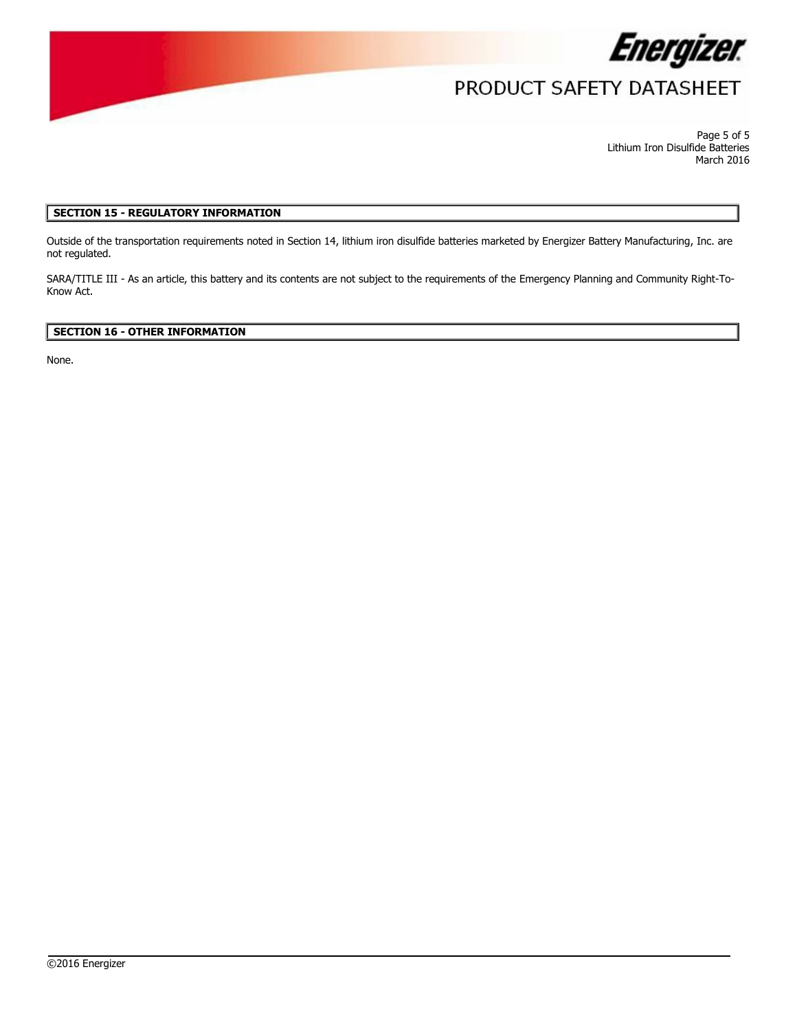## SECTION 15 - REGULATORY INFORMATION

Outside of the transportation requirements noted in Section 14, lithium iron disulfide batteries marketed by Energizer Battery Manufacturing, Inc. are not regulated.

SARA/TITLE III - As an article, this battery and its contents are not subject to the requirements of the Emergency Planning and Community Right-To-Know Act.

## SECTION 16 - OTHER INFORMATION

None.

©2016 Energizer